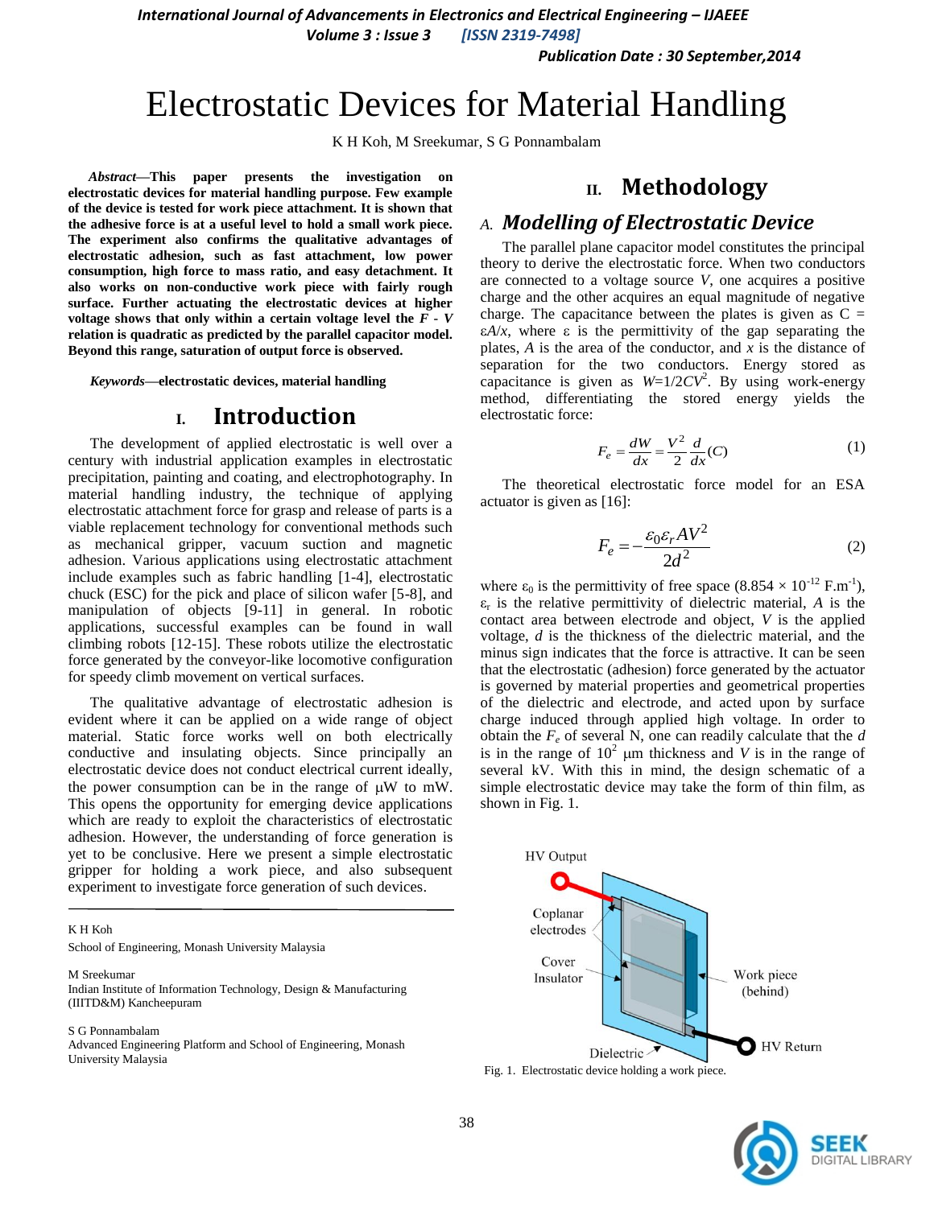# Electrostatic Devices for Material Handling

K H Koh, M Sreekumar, S G Ponnambalam

***Abstract*—This paper presents the investigation on electrostatic devices for material handling purpose. Few example of the device is tested for work piece attachment. It is shown that the adhesive force is at a useful level to hold a small work piece. The experiment also confirms the qualitative advantages of electrostatic adhesion, such as fast attachment, low power consumption, high force to mass ratio, and easy detachment. It also works on non-conductive work piece with fairly rough surface. Further actuating the electrostatic devices at higher voltage shows that only within a certain voltage level the *F* - *V* relation is quadratic as predicted by the parallel capacitor model. Beyond this range, saturation of output force is observed.**

***Keywords*—electrostatic devices, material handling**

## I. Introduction

The development of applied electrostatic is well over a century with industrial application examples in electrostatic precipitation, painting and coating, and electrophotography. In material handling industry, the technique of applying electrostatic attachment force for grasp and release of parts is a viable replacement technology for conventional methods such as mechanical gripper, vacuum suction and magnetic adhesion. Various applications using electrostatic attachment include examples such as fabric handling [1-4], electrostatic chuck (ESC) for the pick and place of silicon wafer [5-8], and manipulation of objects [9-11] in general. In robotic applications, successful examples can be found in wall climbing robots [12-15]. These robots utilize the electrostatic force generated by the conveyor-like locomotive configuration for speedy climb movement on vertical surfaces.

The qualitative advantage of electrostatic adhesion is evident where it can be applied on a wide range of object material. Static force works well on both electrically conductive and insulating objects. Since principally an electrostatic device does not conduct electrical current ideally, the power consumption can be in the range of μW to mW. This opens the opportunity for emerging device applications which are ready to exploit the characteristics of electrostatic adhesion. However, the understanding of force generation is yet to be conclusive. Here we present a simple electrostatic gripper for holding a work piece, and also subsequent experiment to investigate force generation of such devices.

K H Koh
School of Engineering, Monash University Malaysia

M Sreekumar
Indian Institute of Information Technology, Design & Manufacturing (IIITD&M) Kancheepuram

S G Ponnambalam
Advanced Engineering Platform and School of Engineering, Monash University Malaysia

## II. Methodology

### A. *Modelling of Electrostatic Device*

The parallel plane capacitor model constitutes the principal theory to derive the electrostatic force. When two conductors are connected to a voltage source *V*, one acquires a positive charge and the other acquires an equal magnitude of negative charge. The capacitance between the plates is given as $C = \varepsilon A/x$, where $\varepsilon$ is the permittivity of the gap separating the plates, *A* is the area of the conductor, and *x* is the distance of separation for the two conductors. Energy stored as capacitance is given as $W = 1/2CV^2$. By using work-energy method, differentiating the stored energy yields the electrostatic force:

$$F_e = \frac{dW}{dx} = \frac{V^2}{2}\frac{d}{dx}(C) \tag{1}$$

The theoretical electrostatic force model for an ESA actuator is given as [16]:

$$F_e = -\frac{\varepsilon_0 \varepsilon_r A V^2}{2d^2} \tag{2}$$

where $\varepsilon_0$ is the permittivity of free space ($8.854 \times 10^{-12}$ F.m$^{-1}$), $\varepsilon_r$ is the relative permittivity of dielectric material, *A* is the contact area between electrode and object, *V* is the applied voltage, *d* is the thickness of the dielectric material, and the minus sign indicates that the force is attractive. It can be seen that the electrostatic (adhesion) force generated by the actuator is governed by material properties and geometrical properties of the dielectric and electrode, and acted upon by surface charge induced through applied high voltage. In order to obtain the $F_e$ of several N, one can readily calculate that the *d* is in the range of $10^2$ μm thickness and *V* is in the range of several kV. With this in mind, the design schematic of a simple electrostatic device may take the form of thin film, as shown in Fig. 1.

Fig. 1. Electrostatic device holding a work piece.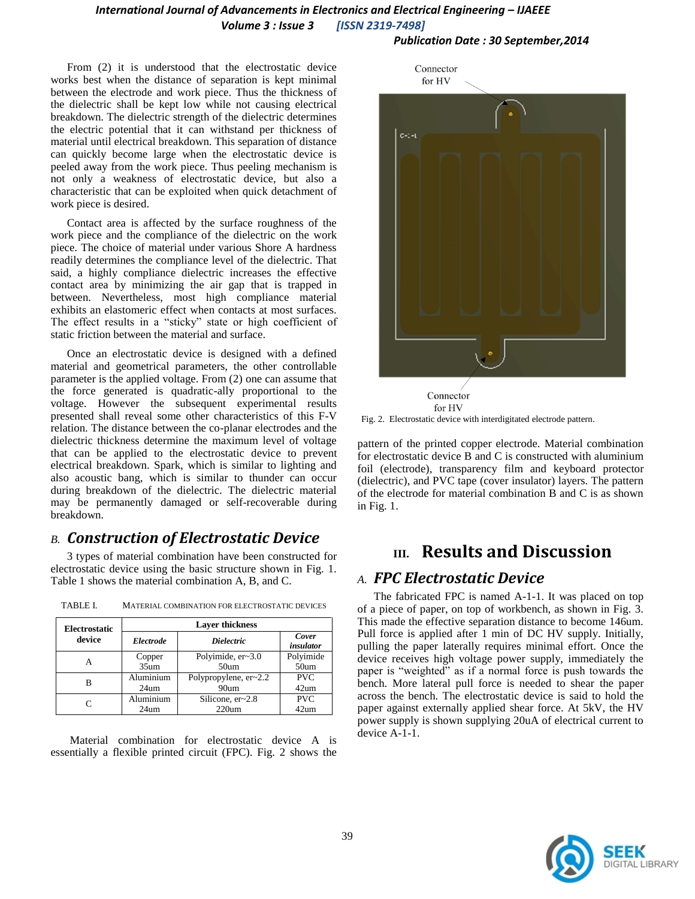From (2) it is understood that the electrostatic device works best when the distance of separation is kept minimal between the electrode and work piece. Thus the thickness of the dielectric shall be kept low while not causing electrical breakdown. The dielectric strength of the dielectric determines the electric potential that it can withstand per thickness of material until electrical breakdown. This separation of distance can quickly become large when the electrostatic device is peeled away from the work piece. Thus peeling mechanism is not only a weakness of electrostatic device, but also a characteristic that can be exploited when quick detachment of work piece is desired.

Contact area is affected by the surface roughness of the work piece and the compliance of the dielectric on the work piece. The choice of material under various Shore A hardness readily determines the compliance level of the dielectric. That said, a highly compliance dielectric increases the effective contact area by minimizing the air gap that is trapped in between. Nevertheless, most high compliance material exhibits an elastomeric effect when contacts at most surfaces. The effect results in a "sticky" state or high coefficient of static friction between the material and surface.

Once an electrostatic device is designed with a defined material and geometrical parameters, the other controllable parameter is the applied voltage. From (2) one can assume that the force generated is quadratic-ally proportional to the voltage. However the subsequent experimental results presented shall reveal some other characteristics of this F-V relation. The distance between the co-planar electrodes and the dielectric thickness determine the maximum level of voltage that can be applied to the electrostatic device to prevent electrical breakdown. Spark, which is similar to lighting and also acoustic bang, which is similar to thunder can occur during breakdown of the dielectric. The dielectric material may be permanently damaged or self-recoverable during breakdown.

### B. *Construction of Electrostatic Device*

3 types of material combination have been constructed for electrostatic device using the basic structure shown in Fig. 1. Table 1 shows the material combination A, B, and C.

TABLE I. MATERIAL COMBINATION FOR ELECTROSTATIC DEVICES

| Electrostatic device | Layer thickness | | |
|---|---|---|---|
| | *Electrode* | *Dielectric* | *Cover insulator* |
| A | Copper 35um | Polyimide, er~3.0 50um | Polyimide 50um |
| B | Aluminium 24um | Polypropylene, er~2.2 90um | PVC 42um |
| C | Aluminium 24um | Silicone, er~2.8 220um | PVC 42um |

Material combination for electrostatic device A is essentially a flexible printed circuit (FPC). Fig. 2 shows the pattern of the printed copper electrode. Material combination for electrostatic device B and C is constructed with aluminium foil (electrode), transparency film and keyboard protector (dielectric), and PVC tape (cover insulator) layers. The pattern of the electrode for material combination B and C is as shown in Fig. 1.

Connector for HV

Connector for HV

Fig. 2. Electrostatic device with interdigitated electrode pattern.

## III. Results and Discussion

### A. *FPC Electrostatic Device*

The fabricated FPC is named A-1-1. It was placed on top of a piece of paper, on top of workbench, as shown in Fig. 3. This made the effective separation distance to become 146um. Pull force is applied after 1 min of DC HV supply. Initially, pulling the paper laterally requires minimal effort. Once the device receives high voltage power supply, immediately the paper is "weighted" as if a normal force is push towards the bench. More lateral pull force is needed to shear the paper across the bench. The electrostatic device is said to hold the paper against externally applied shear force. At 5kV, the HV power supply is shown supplying 20uA of electrical current to device A-1-1.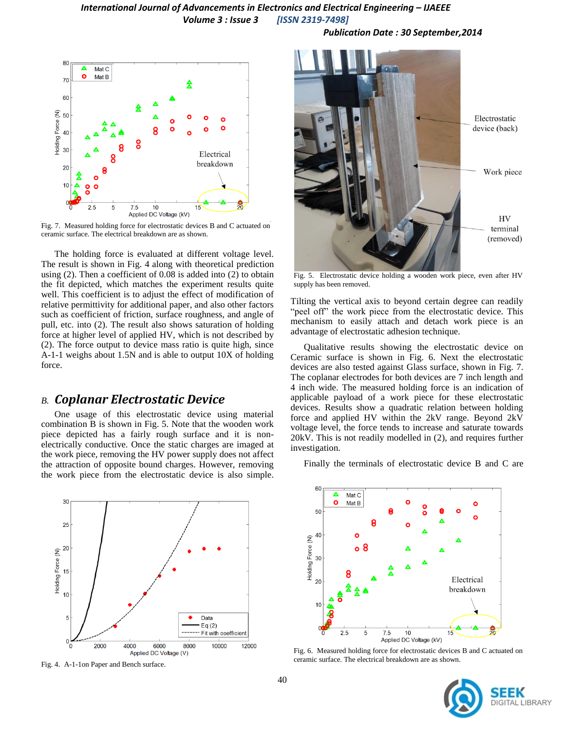Fig. 7. Measured holding force for electrostatic devices B and C actuated on ceramic surface. The electrical breakdown are as shown.

The holding force is evaluated at different voltage level. The result is shown in Fig. 4 along with theoretical prediction using (2). Then a coefficient of 0.08 is added into (2) to obtain the fit depicted, which matches the experiment results quite well. This coefficient is to adjust the effect of modification of relative permittivity for additional paper, and also other factors such as coefficient of friction, surface roughness, and angle of pull, etc. into (2). The result also shows saturation of holding force at higher level of applied HV, which is not described by (2). The force output to device mass ratio is quite high, since A-1-1 weighs about 1.5N and is able to output 10X of holding force.

## B. *Coplanar Electrostatic Device*

One usage of this electrostatic device using material combination B is shown in Fig. 5. Note that the wooden work piece depicted has a fairly rough surface and it is non-electrically conductive. Once the static charges are imaged at the work piece, removing the HV power supply does not affect the attraction of opposite bound charges. However, removing the work piece from the electrostatic device is also simple.

Fig. 4. A-1-1on Paper and Bench surface.

Fig. 5. Electrostatic device holding a wooden work piece, even after HV supply has been removed.

Tilting the vertical axis to beyond certain degree can readily "peel off" the work piece from the electrostatic device. This mechanism to easily attach and detach work piece is an advantage of electrostatic adhesion technique.

Qualitative results showing the electrostatic device on Ceramic surface is shown in Fig. 6. Next the electrostatic devices are also tested against Glass surface, shown in Fig. 7. The coplanar electrodes for both devices are 7 inch length and 4 inch wide. The measured holding force is an indication of applicable payload of a work piece for these electrostatic devices. Results show a quadratic relation between holding force and applied HV within the 2kV range. Beyond 2kV voltage level, the force tends to increase and saturate towards 20kV. This is not readily modelled in (2), and requires further investigation.

Finally the terminals of electrostatic device B and C are

Fig. 6. Measured holding force for electrostatic devices B and C actuated on ceramic surface. The electrical breakdown are as shown.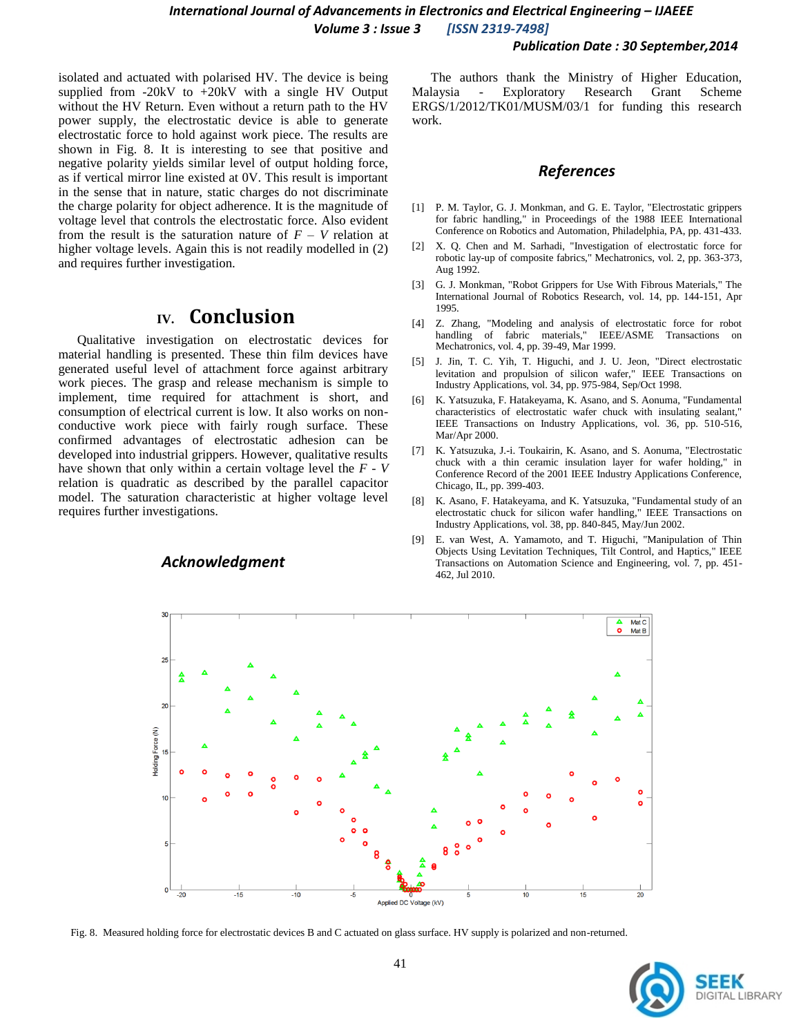isolated and actuated with polarised HV. The device is being supplied from -20kV to +20kV with a single HV Output without the HV Return. Even without a return path to the HV power supply, the electrostatic device is able to generate electrostatic force to hold against work piece. The results are shown in Fig. 8. It is interesting to see that positive and negative polarity yields similar level of output holding force, as if vertical mirror line existed at 0V. This result is important in the sense that in nature, static charges do not discriminate the charge polarity for object adherence. It is the magnitude of voltage level that controls the electrostatic force. Also evident from the result is the saturation nature of $F - V$ relation at higher voltage levels. Again this is not readily modelled in (2) and requires further investigation.

## IV. Conclusion

Qualitative investigation on electrostatic devices for material handling is presented. These thin film devices have generated useful level of attachment force against arbitrary work pieces. The grasp and release mechanism is simple to implement, time required for attachment is short, and consumption of electrical current is low. It also works on non-conductive work piece with fairly rough surface. These confirmed advantages of electrostatic adhesion can be developed into industrial grippers. However, qualitative results have shown that only within a certain voltage level the $F$ - $V$ relation is quadratic as described by the parallel capacitor model. The saturation characteristic at higher voltage level requires further investigations.

## Acknowledgment

The authors thank the Ministry of Higher Education, Malaysia - Exploratory Research Grant Scheme ERGS/1/2012/TK01/MUSM/03/1 for funding this research work.

## References

[1] P. M. Taylor, G. J. Monkman, and G. E. Taylor, "Electrostatic grippers for fabric handling," in Proceedings of the 1988 IEEE International Conference on Robotics and Automation, Philadelphia, PA, pp. 431-433.

[2] X. Q. Chen and M. Sarhadi, "Investigation of electrostatic force for robotic lay-up of composite fabrics," Mechatronics, vol. 2, pp. 363-373, Aug 1992.

[3] G. J. Monkman, "Robot Grippers for Use With Fibrous Materials," The International Journal of Robotics Research, vol. 14, pp. 144-151, Apr 1995.

[4] Z. Zhang, "Modeling and analysis of electrostatic force for robot handling of fabric materials," IEEE/ASME Transactions on Mechatronics, vol. 4, pp. 39-49, Mar 1999.

[5] J. Jin, T. C. Yih, T. Higuchi, and J. U. Jeon, "Direct electrostatic levitation and propulsion of silicon wafer," IEEE Transactions on Industry Applications, vol. 34, pp. 975-984, Sep/Oct 1998.

[6] K. Yatsuzuka, F. Hatakeyama, K. Asano, and S. Aonuma, "Fundamental characteristics of electrostatic wafer chuck with insulating sealant," IEEE Transactions on Industry Applications, vol. 36, pp. 510-516, Mar/Apr 2000.

[7] K. Yatsuzuka, J.-i. Toukairin, K. Asano, and S. Aonuma, "Electrostatic chuck with a thin ceramic insulation layer for wafer holding," in Conference Record of the 2001 IEEE Industry Applications Conference, Chicago, IL, pp. 399-403.

[8] K. Asano, F. Hatakeyama, and K. Yatsuzuka, "Fundamental study of an electrostatic chuck for silicon wafer handling," IEEE Transactions on Industry Applications, vol. 38, pp. 840-845, May/Jun 2002.

[9] E. van West, A. Yamamoto, and T. Higuchi, "Manipulation of Thin Objects Using Levitation Techniques, Tilt Control, and Haptics," IEEE Transactions on Automation Science and Engineering, vol. 7, pp. 451-462, Jul 2010.

Fig. 8. Measured holding force for electrostatic devices B and C actuated on glass surface. HV supply is polarized and non-returned.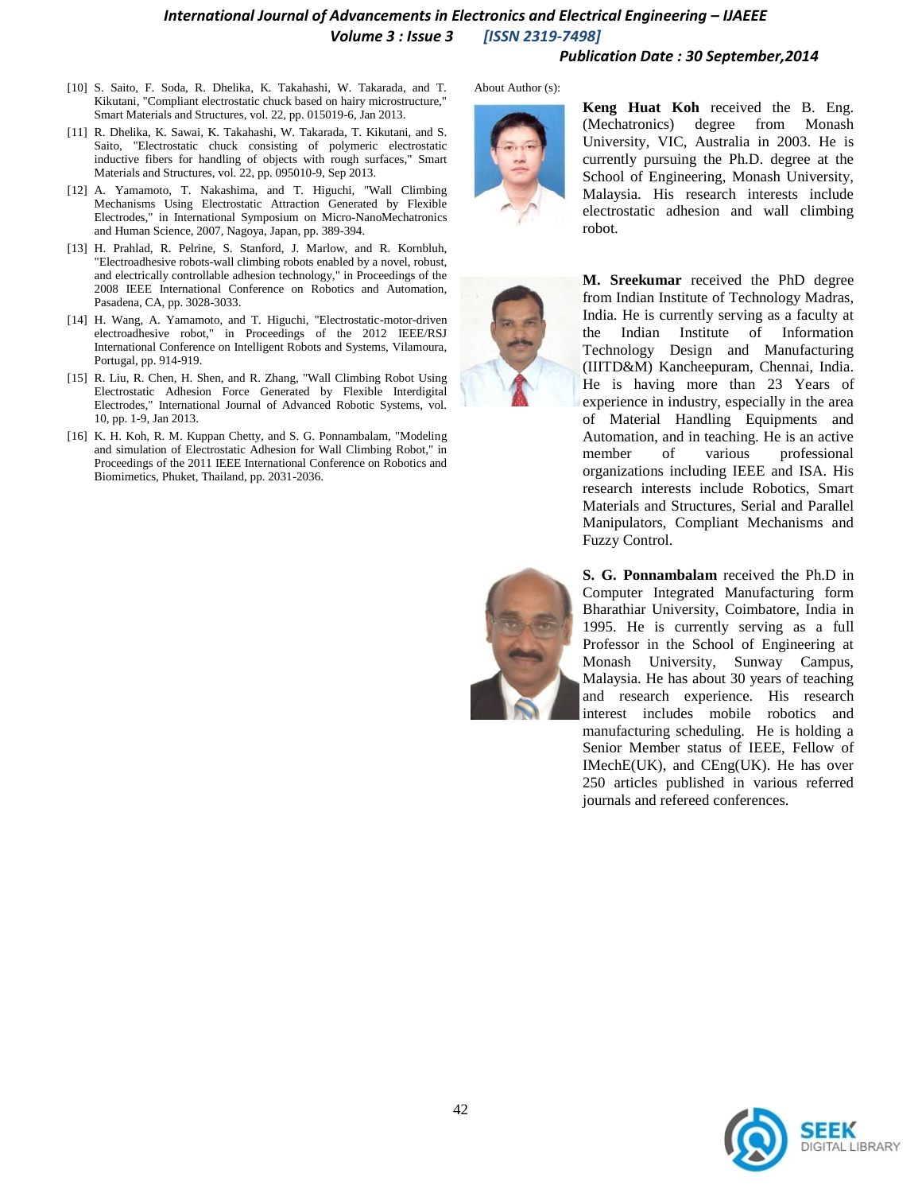[10] S. Saito, F. Soda, R. Dhelika, K. Takahashi, W. Takarada, and T. Kikutani, "Compliant electrostatic chuck based on hairy microstructure," Smart Materials and Structures, vol. 22, pp. 015019-6, Jan 2013.

[11] R. Dhelika, K. Sawai, K. Takahashi, W. Takarada, T. Kikutani, and S. Saito, "Electrostatic chuck consisting of polymeric electrostatic inductive fibers for handling of objects with rough surfaces," Smart Materials and Structures, vol. 22, pp. 095010-9, Sep 2013.

[12] A. Yamamoto, T. Nakashima, and T. Higuchi, "Wall Climbing Mechanisms Using Electrostatic Attraction Generated by Flexible Electrodes," in International Symposium on Micro-NanoMechatronics and Human Science, 2007, Nagoya, Japan, pp. 389-394.

[13] H. Prahlad, R. Pelrine, S. Stanford, J. Marlow, and R. Kornbluh, "Electroadhesive robots-wall climbing robots enabled by a novel, robust, and electrically controllable adhesion technology," in Proceedings of the 2008 IEEE International Conference on Robotics and Automation, Pasadena, CA, pp. 3028-3033.

[14] H. Wang, A. Yamamoto, and T. Higuchi, "Electrostatic-motor-driven electroadhesive robot," in Proceedings of the 2012 IEEE/RSJ International Conference on Intelligent Robots and Systems, Vilamoura, Portugal, pp. 914-919.

[15] R. Liu, R. Chen, H. Shen, and R. Zhang, "Wall Climbing Robot Using Electrostatic Adhesion Force Generated by Flexible Interdigital Electrodes," International Journal of Advanced Robotic Systems, vol. 10, pp. 1-9, Jan 2013.

[16] K. H. Koh, R. M. Kuppan Chetty, and S. G. Ponnambalam, "Modeling and simulation of Electrostatic Adhesion for Wall Climbing Robot," in Proceedings of the 2011 IEEE International Conference on Robotics and Biomimetics, Phuket, Thailand, pp. 2031-2036.

About Author (s):

**Keng Huat Koh** received the B. Eng. (Mechatronics) degree from Monash University, VIC, Australia in 2003. He is currently pursuing the Ph.D. degree at the School of Engineering, Monash University, Malaysia. His research interests include electrostatic adhesion and wall climbing robot.

**M. Sreekumar** received the PhD degree from Indian Institute of Technology Madras, India. He is currently serving as a faculty at the Indian Institute of Information Technology Design and Manufacturing (IIITD&M) Kancheepuram, Chennai, India. He is having more than 23 Years of experience in industry, especially in the area of Material Handling Equipments and Automation, and in teaching. He is an active member of various professional organizations including IEEE and ISA. His research interests include Robotics, Smart Materials and Structures, Serial and Parallel Manipulators, Compliant Mechanisms and Fuzzy Control.

**S. G. Ponnambalam** received the Ph.D in Computer Integrated Manufacturing form Bharathiar University, Coimbatore, India in 1995. He is currently serving as a full Professor in the School of Engineering at Monash University, Sunway Campus, Malaysia. He has about 30 years of teaching and research experience. His research interest includes mobile robotics and manufacturing scheduling. He is holding a Senior Member status of IEEE, Fellow of IMechE(UK), and CEng(UK). He has over 250 articles published in various referred journals and refereed conferences.